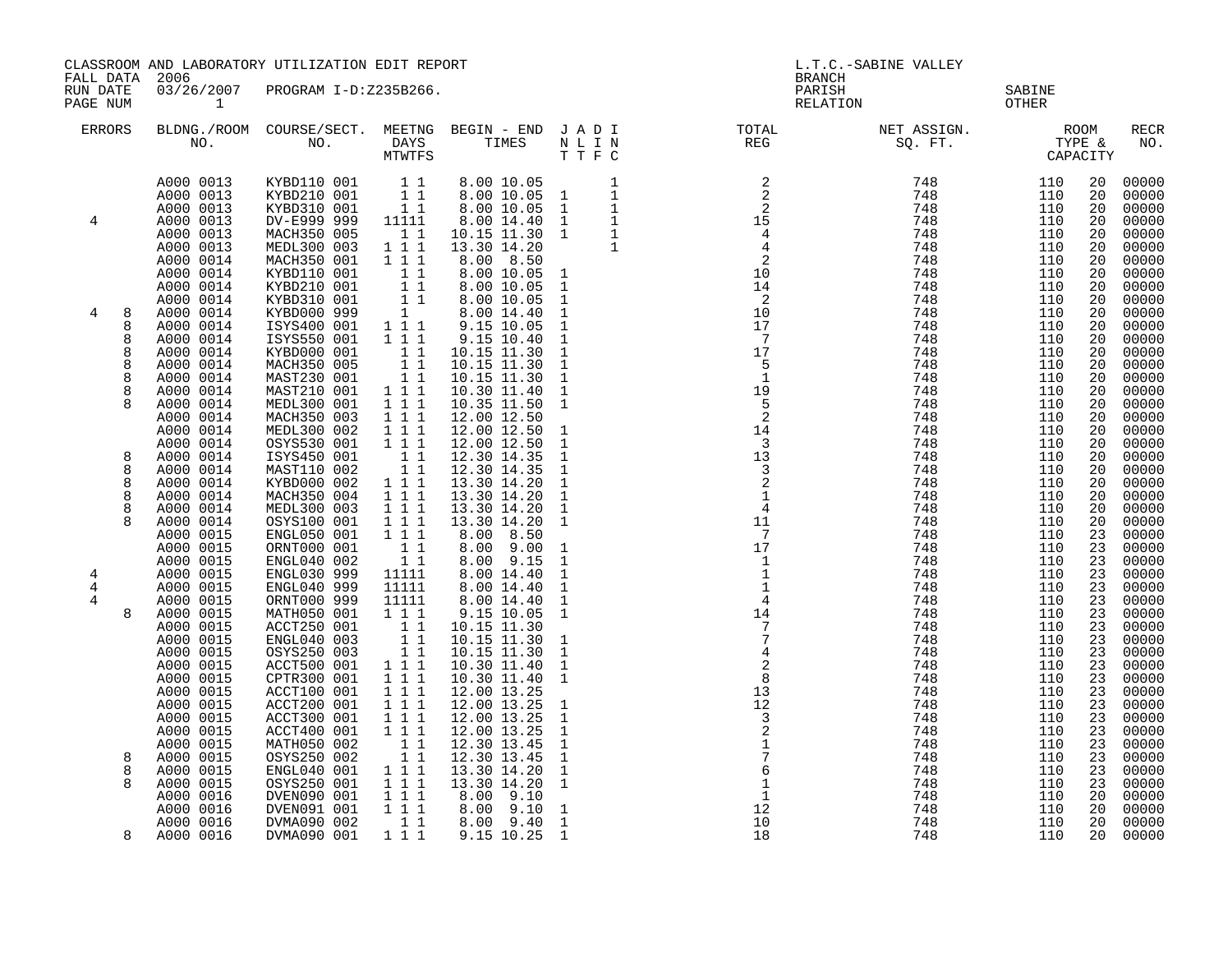CLASSROOM AND LABORATORY UTILIZATION EDIT REPORT
FALL DATA 2006
RUN DATE 03/26/2007 PROGRAM I-D:Z235B266.
PAGE NUM 1

L.T.C.-SABINE VALLEY
BRANCH
PARISH SABINE
RELATION OTHER

| ERRORS | | BLDNG./ROOM NO. | COURSE/SECT. NO. | MEETNG DAYS MTWTFS | BEGIN | END | J T | A T | D F | I N C | TOTAL REG | NET ASSIGN. SQ. FT. | ROOM TYPE & | CAPACITY | RECR NO. |
|---|---|---|---|---|---|---|---|---|---|---|---|---|---|---|---|
| | | A000 0013 | KYBD110 001 | 1 1 | 8.00 | 10.05 | | | | 1 | 2 | 748 | 110 | 20 | 00000 |
| | | A000 0013 | KYBD210 001 | 1 1 | 8.00 | 10.05 | 1 | | | 1 | 2 | 748 | 110 | 20 | 00000 |
| | | A000 0013 | KYBD310 001 | 1 1 | 8.00 | 10.05 | 1 | | | 1 | 2 | 748 | 110 | 20 | 00000 |
| 4 | | A000 0013 | DV-E999 999 | 11111 | 8.00 | 14.40 | 1 | | | 1 | 15 | 748 | 110 | 20 | 00000 |
| | | A000 0013 | MACH350 005 | 1 1 | 10.15 | 11.30 | 1 | | | 1 | 4 | 748 | 110 | 20 | 00000 |
| | | A000 0013 | MEDL300 003 | 1 1 1 | 13.30 | 14.20 | | | | 1 | 4 | 748 | 110 | 20 | 00000 |
| | | A000 0014 | MACH350 001 | 1 1 1 | 8.00 | 8.50 | | | | | 2 | 748 | 110 | 20 | 00000 |
| | | A000 0014 | KYBD110 001 | 1 1 | 8.00 | 10.05 | 1 | | | | 10 | 748 | 110 | 20 | 00000 |
| | | A000 0014 | KYBD210 001 | 1 1 | 8.00 | 10.05 | 1 | | | | 14 | 748 | 110 | 20 | 00000 |
| | | A000 0014 | KYBD310 001 | 1 1 | 8.00 | 10.05 | 1 | | | | 2 | 748 | 110 | 20 | 00000 |
| 4 | 8 | A000 0014 | KYBD000 999 | 1 | 8.00 | 14.40 | 1 | | | | 10 | 748 | 110 | 20 | 00000 |
| | 8 | A000 0014 | ISYS400 001 | 1 1 1 | 9.15 | 10.05 | 1 | | | | 17 | 748 | 110 | 20 | 00000 |
| | 8 | A000 0014 | ISYS550 001 | 1 1 1 | 9.15 | 10.40 | 1 | | | | 7 | 748 | 110 | 20 | 00000 |
| | 8 | A000 0014 | KYBD000 001 | 1 1 | 10.15 | 11.30 | 1 | | | | 17 | 748 | 110 | 20 | 00000 |
| | 8 | A000 0014 | MACH350 005 | 1 1 | 10.15 | 11.30 | 1 | | | | 5 | 748 | 110 | 20 | 00000 |
| | 8 | A000 0014 | MAST230 001 | 1 1 | 10.15 | 11.30 | 1 | | | | 1 | 748 | 110 | 20 | 00000 |
| | 8 | A000 0014 | MAST210 001 | 1 1 1 | 10.30 | 11.40 | 1 | | | | 19 | 748 | 110 | 20 | 00000 |
| | 8 | A000 0014 | MEDL300 001 | 1 1 1 | 10.35 | 11.50 | 1 | | | | 5 | 748 | 110 | 20 | 00000 |
| | | A000 0014 | MACH350 003 | 1 1 1 | 12.00 | 12.50 | | | | | 2 | 748 | 110 | 20 | 00000 |
| | | A000 0014 | MEDL300 002 | 1 1 1 | 12.00 | 12.50 | 1 | | | | 14 | 748 | 110 | 20 | 00000 |
| | | A000 0014 | OSYS530 001 | 1 1 1 | 12.00 | 12.50 | 1 | | | | 3 | 748 | 110 | 20 | 00000 |
| | 8 | A000 0014 | ISYS450 001 | 1 1 | 12.30 | 14.35 | 1 | | | | 13 | 748 | 110 | 20 | 00000 |
| | 8 | A000 0014 | MAST110 002 | 1 1 | 12.30 | 14.35 | 1 | | | | 3 | 748 | 110 | 20 | 00000 |
| | 8 | A000 0014 | KYBD000 002 | 1 1 1 | 13.30 | 14.20 | 1 | | | | 2 | 748 | 110 | 20 | 00000 |
| | 8 | A000 0014 | MACH350 004 | 1 1 1 | 13.30 | 14.20 | 1 | | | | 1 | 748 | 110 | 20 | 00000 |
| | 8 | A000 0014 | MEDL300 003 | 1 1 1 | 13.30 | 14.20 | 1 | | | | 4 | 748 | 110 | 20 | 00000 |
| | 8 | A000 0014 | OSYS100 001 | 1 1 1 | 13.30 | 14.20 | 1 | | | | 11 | 748 | 110 | 20 | 00000 |
| | | A000 0015 | ENGL050 001 | 1 1 1 | 8.00 | 8.50 | | | | | 7 | 748 | 110 | 23 | 00000 |
| | | A000 0015 | ORNT000 001 | 1 1 | 8.00 | 9.00 | 1 | | | | 17 | 748 | 110 | 23 | 00000 |
| | | A000 0015 | ENGL040 002 | 1 1 | 8.00 | 9.15 | 1 | | | | 1 | 748 | 110 | 23 | 00000 |
| 4 | | A000 0015 | ENGL030 999 | 11111 | 8.00 | 14.40 | 1 | | | | 1 | 748 | 110 | 23 | 00000 |
| 4 | | A000 0015 | ENGL040 999 | 11111 | 8.00 | 14.40 | 1 | | | | 1 | 748 | 110 | 23 | 00000 |
| 4 | | A000 0015 | ORNT000 999 | 11111 | 8.00 | 14.40 | 1 | | | | 4 | 748 | 110 | 23 | 00000 |
| | 8 | A000 0015 | MATH050 001 | 1 1 1 | 9.15 | 10.05 | 1 | | | | 14 | 748 | 110 | 23 | 00000 |
| | | A000 0015 | ACCT250 001 | 1 1 | 10.15 | 11.30 | | | | | 7 | 748 | 110 | 23 | 00000 |
| | | A000 0015 | ENGL040 003 | 1 1 | 10.15 | 11.30 | 1 | | | | 7 | 748 | 110 | 23 | 00000 |
| | | A000 0015 | OSYS250 003 | 1 1 | 10.15 | 11.30 | 1 | | | | 4 | 748 | 110 | 23 | 00000 |
| | | A000 0015 | ACCT500 001 | 1 1 1 | 10.30 | 11.40 | 1 | | | | 2 | 748 | 110 | 23 | 00000 |
| | | A000 0015 | CPTR300 001 | 1 1 1 | 10.30 | 11.40 | 1 | | | | 8 | 748 | 110 | 23 | 00000 |
| | | A000 0015 | ACCT100 001 | 1 1 1 | 12.00 | 13.25 | | | | | 13 | 748 | 110 | 23 | 00000 |
| | | A000 0015 | ACCT200 001 | 1 1 1 | 12.00 | 13.25 | 1 | | | | 12 | 748 | 110 | 23 | 00000 |
| | | A000 0015 | ACCT300 001 | 1 1 1 | 12.00 | 13.25 | 1 | | | | 3 | 748 | 110 | 23 | 00000 |
| | | A000 0015 | ACCT400 001 | 1 1 1 | 12.00 | 13.25 | 1 | | | | 2 | 748 | 110 | 23 | 00000 |
| | | A000 0015 | MATH050 002 | 1 1 | 12.30 | 13.45 | 1 | | | | 1 | 748 | 110 | 23 | 00000 |
| | 8 | A000 0015 | OSYS250 002 | 1 1 | 12.30 | 13.45 | 1 | | | | 7 | 748 | 110 | 23 | 00000 |
| | 8 | A000 0015 | ENGL040 001 | 1 1 1 | 13.30 | 14.20 | 1 | | | | 6 | 748 | 110 | 23 | 00000 |
| | 8 | A000 0015 | OSYS250 001 | 1 1 1 | 13.30 | 14.20 | 1 | | | | 1 | 748 | 110 | 23 | 00000 |
| | | A000 0016 | DVEN090 001 | 1 1 1 | 8.00 | 9.10 | | | | | 1 | 748 | 110 | 20 | 00000 |
| | | A000 0016 | DVEN091 001 | 1 1 1 | 8.00 | 9.10 | 1 | | | | 12 | 748 | 110 | 20 | 00000 |
| | | A000 0016 | DVMA090 002 | 1 1 | 8.00 | 9.40 | 1 | | | | 10 | 748 | 110 | 20 | 00000 |
| | 8 | A000 0016 | DVMA090 001 | 1 1 1 | 9.15 | 10.25 | 1 | | | | 18 | 748 | 110 | 20 | 00000 |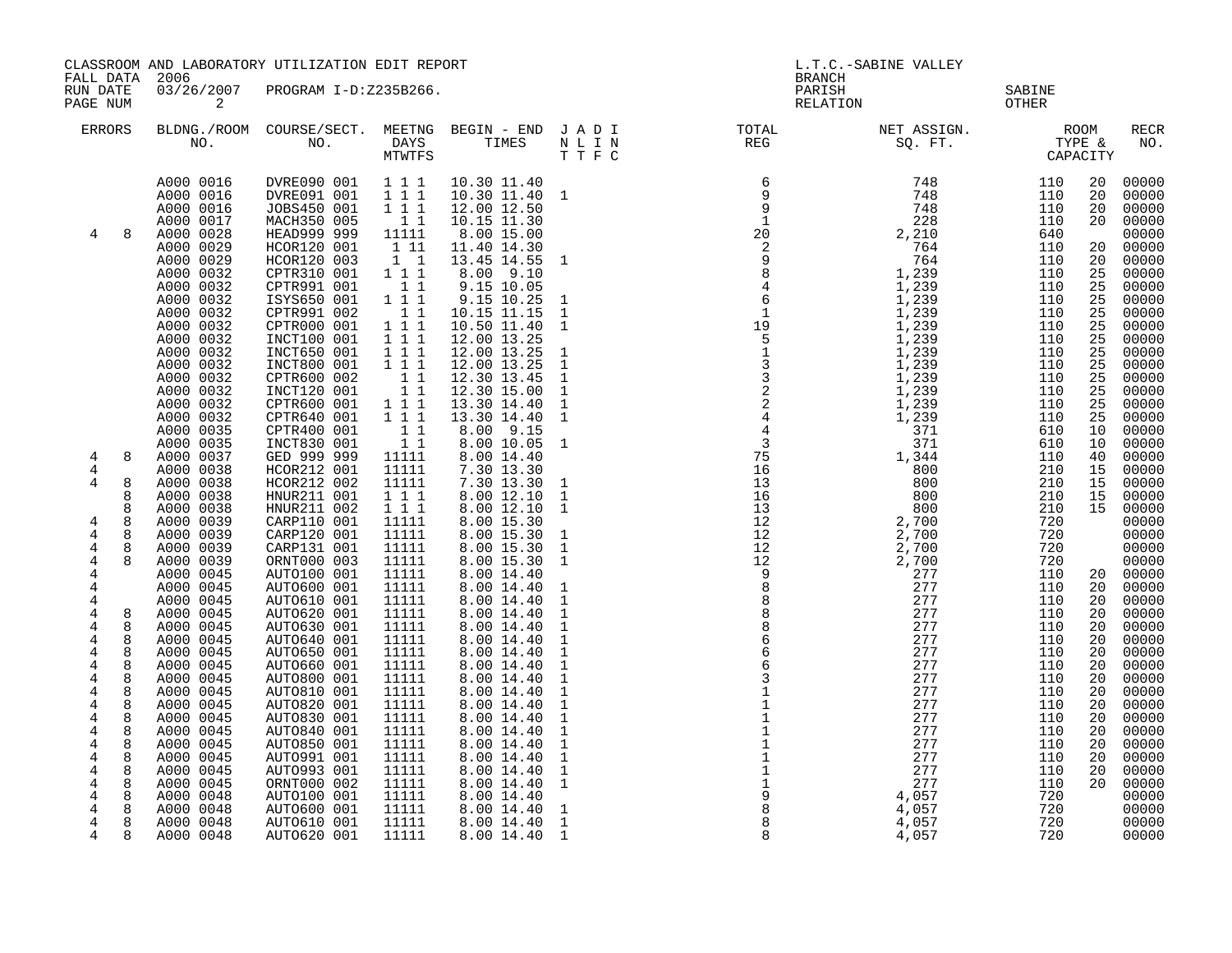CLASSROOM AND LABORATORY UTILIZATION EDIT REPORT
FALL DATA 2006
RUN DATE 03/26/2007 PROGRAM I-D:Z235B266.

L.T.C.-SABINE VALLEY
BRANCH
PARISH SABINE
RELATION OTHER

| ERRORS | | BLDNG./ROOM NO. | COURSE/SECT. NO. | MEETNG DAYS MTWTFS | BEGIN - END TIMES | J A D I N L I N T T F C | TOTAL REG | NET ASSIGN. SQ. FT. | ROOM TYPE & CAPACITY | | RECR NO. |
|---|---|---|---|---|---|---|---|---|---|---|---|
| | | A000 0016 | DVRE090 001 | 1 1 1 | 10.30 11.40 | | 6 | 748 | 110 | 20 | 00000 |
| | | A000 0016 | DVRE091 001 | 1 1 1 | 10.30 11.40 | 1 | 9 | 748 | 110 | 20 | 00000 |
| | | A000 0016 | JOBS450 001 | 1 1 1 | 12.00 12.50 | | 9 | 748 | 110 | 20 | 00000 |
| | | A000 0017 | MACH350 005 | 1 1 | 10.15 11.30 | | 1 | 228 | 110 | 20 | 00000 |
| 4 | 8 | A000 0028 | HEAD999 999 | 11111 | 8.00 15.00 | | 20 | 2,210 | 640 | | 00000 |
| | | A000 0029 | HCOR120 001 | 1 11 | 11.40 14.30 | | 2 | 764 | 110 | 20 | 00000 |
| | | A000 0029 | HCOR120 003 | 1 1 | 13.45 14.55 | 1 | 9 | 764 | 110 | 20 | 00000 |
| | | A000 0032 | CPTR310 001 | 1 1 1 | 8.00 9.10 | | 8 | 1,239 | 110 | 25 | 00000 |
| | | A000 0032 | CPTR991 001 | 1 1 | 9.15 10.05 | | 4 | 1,239 | 110 | 25 | 00000 |
| | | A000 0032 | ISYS650 001 | 1 1 1 | 9.15 10.25 | 1 | 6 | 1,239 | 110 | 25 | 00000 |
| | | A000 0032 | CPTR991 002 | 1 1 | 10.15 11.15 | 1 | 1 | 1,239 | 110 | 25 | 00000 |
| | | A000 0032 | CPTR000 001 | 1 1 1 | 10.50 11.40 | 1 | 19 | 1,239 | 110 | 25 | 00000 |
| | | A000 0032 | INCT100 001 | 1 1 1 | 12.00 13.25 | | 5 | 1,239 | 110 | 25 | 00000 |
| | | A000 0032 | INCT650 001 | 1 1 1 | 12.00 13.25 | 1 | 1 | 1,239 | 110 | 25 | 00000 |
| | | A000 0032 | INCT800 001 | 1 1 1 | 12.00 13.25 | 1 | 3 | 1,239 | 110 | 25 | 00000 |
| | | A000 0032 | CPTR600 002 | 1 1 | 12.30 13.45 | 1 | 3 | 1,239 | 110 | 25 | 00000 |
| | | A000 0032 | INCT120 001 | 1 1 | 12.30 15.00 | 1 | 2 | 1,239 | 110 | 25 | 00000 |
| | | A000 0032 | CPTR600 001 | 1 1 1 | 13.30 14.40 | 1 | 2 | 1,239 | 110 | 25 | 00000 |
| | | A000 0032 | CPTR640 001 | 1 1 1 | 13.30 14.40 | 1 | 4 | 1,239 | 110 | 25 | 00000 |
| | | A000 0035 | CPTR400 001 | 1 1 | 8.00 9.15 | | 4 | 371 | 610 | 10 | 00000 |
| | | A000 0035 | INCT830 001 | 1 1 | 8.00 10.05 | 1 | 3 | 371 | 610 | 10 | 00000 |
| 4 | 8 | A000 0037 | GED 999 999 | 11111 | 8.00 14.40 | | 75 | 1,344 | 110 | 40 | 00000 |
| 4 | | A000 0038 | HCOR212 001 | 11111 | 7.30 13.30 | | 16 | 800 | 210 | 15 | 00000 |
| 4 | 8 | A000 0038 | HCOR212 002 | 11111 | 7.30 13.30 | 1 | 13 | 800 | 210 | 15 | 00000 |
| | 8 | A000 0038 | HNUR211 001 | 1 1 1 | 8.00 12.10 | 1 | 16 | 800 | 210 | 15 | 00000 |
| | 8 | A000 0038 | HNUR211 002 | 1 1 1 | 8.00 12.10 | 1 | 13 | 800 | 210 | 15 | 00000 |
| 4 | 8 | A000 0039 | CARP110 001 | 11111 | 8.00 15.30 | | 12 | 2,700 | 720 | | 00000 |
| 4 | 8 | A000 0039 | CARP120 001 | 11111 | 8.00 15.30 | 1 | 12 | 2,700 | 720 | | 00000 |
| 4 | 8 | A000 0039 | CARP131 001 | 11111 | 8.00 15.30 | 1 | 12 | 2,700 | 720 | | 00000 |
| 4 | 8 | A000 0039 | ORNT000 003 | 11111 | 8.00 15.30 | 1 | 12 | 2,700 | 720 | | 00000 |
| 4 | | A000 0045 | AUTO100 001 | 11111 | 8.00 14.40 | | 9 | 277 | 110 | 20 | 00000 |
| 4 | | A000 0045 | AUTO600 001 | 11111 | 8.00 14.40 | 1 | 8 | 277 | 110 | 20 | 00000 |
| 4 | | A000 0045 | AUTO610 001 | 11111 | 8.00 14.40 | 1 | 8 | 277 | 110 | 20 | 00000 |
| 4 | 8 | A000 0045 | AUTO620 001 | 11111 | 8.00 14.40 | 1 | 8 | 277 | 110 | 20 | 00000 |
| 4 | 8 | A000 0045 | AUTO630 001 | 11111 | 8.00 14.40 | 1 | 8 | 277 | 110 | 20 | 00000 |
| 4 | 8 | A000 0045 | AUTO640 001 | 11111 | 8.00 14.40 | 1 | 6 | 277 | 110 | 20 | 00000 |
| 4 | 8 | A000 0045 | AUTO650 001 | 11111 | 8.00 14.40 | 1 | 6 | 277 | 110 | 20 | 00000 |
| 4 | 8 | A000 0045 | AUTO660 001 | 11111 | 8.00 14.40 | 1 | 6 | 277 | 110 | 20 | 00000 |
| 4 | 8 | A000 0045 | AUTO800 001 | 11111 | 8.00 14.40 | 1 | 3 | 277 | 110 | 20 | 00000 |
| 4 | 8 | A000 0045 | AUTO810 001 | 11111 | 8.00 14.40 | 1 | 1 | 277 | 110 | 20 | 00000 |
| 4 | 8 | A000 0045 | AUTO820 001 | 11111 | 8.00 14.40 | 1 | 1 | 277 | 110 | 20 | 00000 |
| 4 | 8 | A000 0045 | AUTO830 001 | 11111 | 8.00 14.40 | 1 | 1 | 277 | 110 | 20 | 00000 |
| 4 | 8 | A000 0045 | AUTO840 001 | 11111 | 8.00 14.40 | 1 | 1 | 277 | 110 | 20 | 00000 |
| 4 | 8 | A000 0045 | AUTO850 001 | 11111 | 8.00 14.40 | 1 | 1 | 277 | 110 | 20 | 00000 |
| 4 | 8 | A000 0045 | AUTO991 001 | 11111 | 8.00 14.40 | 1 | 1 | 277 | 110 | 20 | 00000 |
| 4 | 8 | A000 0045 | AUTO993 001 | 11111 | 8.00 14.40 | 1 | 1 | 277 | 110 | 20 | 00000 |
| 4 | 8 | A000 0045 | ORNT000 002 | 11111 | 8.00 14.40 | 1 | 1 | 277 | 110 | 20 | 00000 |
| 4 | 8 | A000 0048 | AUTO100 001 | 11111 | 8.00 14.40 | | 9 | 4,057 | 720 | | 00000 |
| 4 | 8 | A000 0048 | AUTO600 001 | 11111 | 8.00 14.40 | 1 | 8 | 4,057 | 720 | | 00000 |
| 4 | 8 | A000 0048 | AUTO610 001 | 11111 | 8.00 14.40 | 1 | 8 | 4,057 | 720 | | 00000 |
| 4 | 8 | A000 0048 | AUTO620 001 | 11111 | 8.00 14.40 | 1 | 8 | 4,057 | 720 | | 00000 |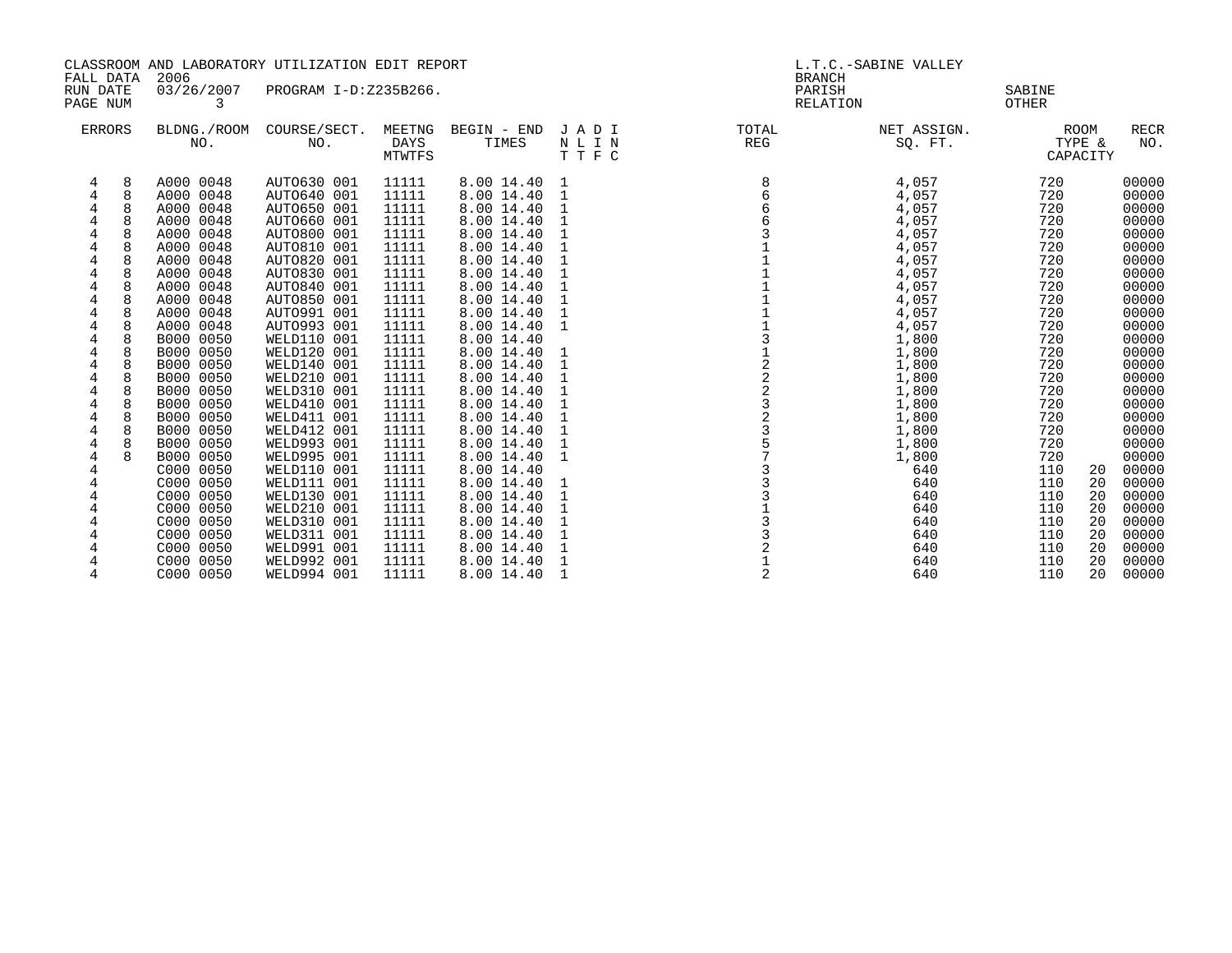CLASSROOM AND LABORATORY UTILIZATION EDIT REPORT
FALL DATA 2006
RUN DATE 03/26/2007 PROGRAM I-D:Z235B266.
PAGE NUM 3

L.T.C.-SABINE VALLEY
BRANCH
PARISH SABINE
RELATION OTHER

| ERRORS | | BLDNG./ROOM NO. | COURSE/SECT. NO. | MEETNG DAYS MTWTFS | BEGIN - END TIMES | | J A D I N L I N T T F C | TOTAL REG | NET ASSIGN. SQ. FT. | ROOM TYPE & CAPACITY | | RECR NO. |
|---|---|---|---|---|---|---|---|---|---|---|---|---|
| 4 | 8 | A000 0048 | AUTO630 001 | 11111 | 8.00 | 14.40 | 1 | 8 | 4,057 | 720 | | 00000 |
| 4 | 8 | A000 0048 | AUTO640 001 | 11111 | 8.00 | 14.40 | 1 | 6 | 4,057 | 720 | | 00000 |
| 4 | 8 | A000 0048 | AUTO650 001 | 11111 | 8.00 | 14.40 | 1 | 6 | 4,057 | 720 | | 00000 |
| 4 | 8 | A000 0048 | AUTO660 001 | 11111 | 8.00 | 14.40 | 1 | 6 | 4,057 | 720 | | 00000 |
| 4 | 8 | A000 0048 | AUTO800 001 | 11111 | 8.00 | 14.40 | 1 | 3 | 4,057 | 720 | | 00000 |
| 4 | 8 | A000 0048 | AUTO810 001 | 11111 | 8.00 | 14.40 | 1 | 1 | 4,057 | 720 | | 00000 |
| 4 | 8 | A000 0048 | AUTO820 001 | 11111 | 8.00 | 14.40 | 1 | 1 | 4,057 | 720 | | 00000 |
| 4 | 8 | A000 0048 | AUTO830 001 | 11111 | 8.00 | 14.40 | 1 | 1 | 4,057 | 720 | | 00000 |
| 4 | 8 | A000 0048 | AUTO840 001 | 11111 | 8.00 | 14.40 | 1 | 1 | 4,057 | 720 | | 00000 |
| 4 | 8 | A000 0048 | AUTO850 001 | 11111 | 8.00 | 14.40 | 1 | 1 | 4,057 | 720 | | 00000 |
| 4 | 8 | A000 0048 | AUTO991 001 | 11111 | 8.00 | 14.40 | 1 | 1 | 4,057 | 720 | | 00000 |
| 4 | 8 | A000 0048 | AUTO993 001 | 11111 | 8.00 | 14.40 | 1 | 1 | 4,057 | 720 | | 00000 |
| 4 | 8 | B000 0050 | WELD110 001 | 11111 | 8.00 | 14.40 | | 3 | 1,800 | 720 | | 00000 |
| 4 | 8 | B000 0050 | WELD120 001 | 11111 | 8.00 | 14.40 | 1 | 1 | 1,800 | 720 | | 00000 |
| 4 | 8 | B000 0050 | WELD140 001 | 11111 | 8.00 | 14.40 | 1 | 2 | 1,800 | 720 | | 00000 |
| 4 | 8 | B000 0050 | WELD210 001 | 11111 | 8.00 | 14.40 | 1 | 2 | 1,800 | 720 | | 00000 |
| 4 | 8 | B000 0050 | WELD310 001 | 11111 | 8.00 | 14.40 | 1 | 2 | 1,800 | 720 | | 00000 |
| 4 | 8 | B000 0050 | WELD410 001 | 11111 | 8.00 | 14.40 | 1 | 3 | 1,800 | 720 | | 00000 |
| 4 | 8 | B000 0050 | WELD411 001 | 11111 | 8.00 | 14.40 | 1 | 2 | 1,800 | 720 | | 00000 |
| 4 | 8 | B000 0050 | WELD412 001 | 11111 | 8.00 | 14.40 | 1 | 3 | 1,800 | 720 | | 00000 |
| 4 | 8 | B000 0050 | WELD993 001 | 11111 | 8.00 | 14.40 | 1 | 5 | 1,800 | 720 | | 00000 |
| 4 | 8 | B000 0050 | WELD995 001 | 11111 | 8.00 | 14.40 | 1 | 7 | 1,800 | 720 | | 00000 |
| 4 | | C000 0050 | WELD110 001 | 11111 | 8.00 | 14.40 | | 3 | 640 | 110 | 20 | 00000 |
| 4 | | C000 0050 | WELD111 001 | 11111 | 8.00 | 14.40 | 1 | 3 | 640 | 110 | 20 | 00000 |
| 4 | | C000 0050 | WELD130 001 | 11111 | 8.00 | 14.40 | 1 | 3 | 640 | 110 | 20 | 00000 |
| 4 | | C000 0050 | WELD210 001 | 11111 | 8.00 | 14.40 | 1 | 1 | 640 | 110 | 20 | 00000 |
| 4 | | C000 0050 | WELD310 001 | 11111 | 8.00 | 14.40 | 1 | 3 | 640 | 110 | 20 | 00000 |
| 4 | | C000 0050 | WELD311 001 | 11111 | 8.00 | 14.40 | 1 | 3 | 640 | 110 | 20 | 00000 |
| 4 | | C000 0050 | WELD991 001 | 11111 | 8.00 | 14.40 | 1 | 2 | 640 | 110 | 20 | 00000 |
| 4 | | C000 0050 | WELD992 001 | 11111 | 8.00 | 14.40 | 1 | 1 | 640 | 110 | 20 | 00000 |
| 4 | | C000 0050 | WELD994 001 | 11111 | 8.00 | 14.40 | 1 | 2 | 640 | 110 | 20 | 00000 |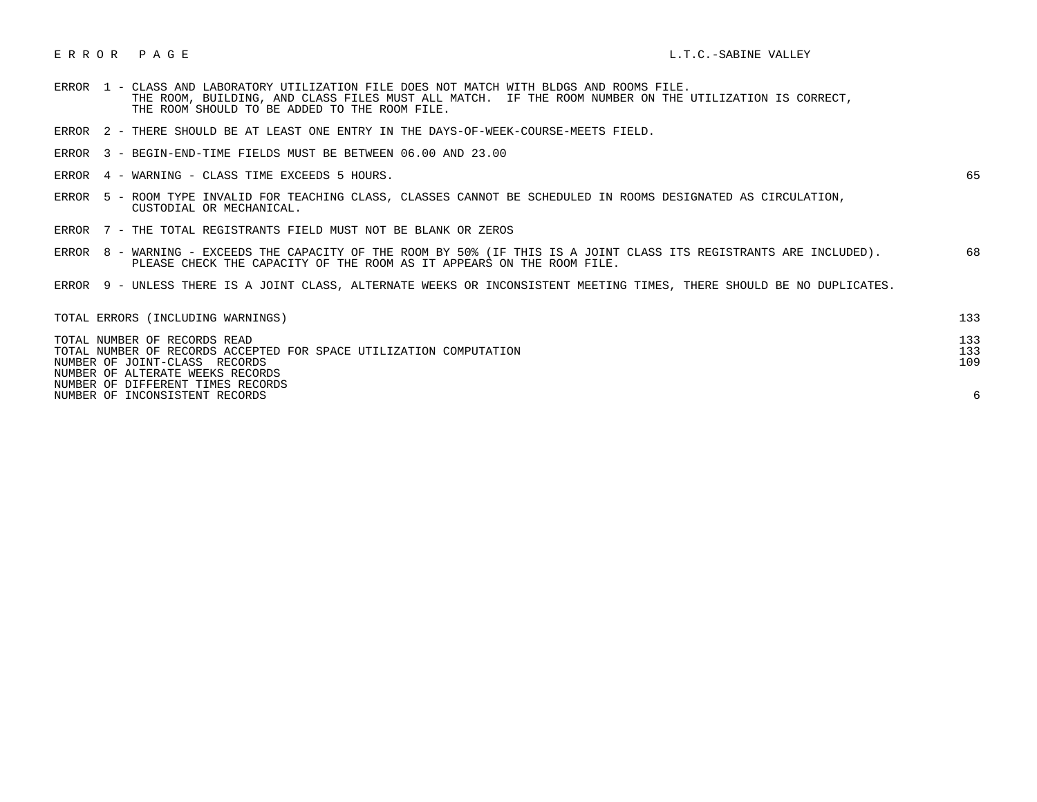## E R R O R   P A G E

L.T.C.-SABINE VALLEY

| Error | Description | Count |
|---|---|---|
| ERROR 1 | CLASS AND LABORATORY UTILIZATION FILE DOES NOT MATCH WITH BLDGS AND ROOMS FILE. THE ROOM, BUILDING, AND CLASS FILES MUST ALL MATCH. IF THE ROOM NUMBER ON THE UTILIZATION IS CORRECT, THE ROOM SHOULD TO BE ADDED TO THE ROOM FILE. | |
| ERROR 2 | THERE SHOULD BE AT LEAST ONE ENTRY IN THE DAYS-OF-WEEK-COURSE-MEETS FIELD. | |
| ERROR 3 | BEGIN-END-TIME FIELDS MUST BE BETWEEN 06.00 AND 23.00 | |
| ERROR 4 | WARNING - CLASS TIME EXCEEDS 5 HOURS. | 65 |
| ERROR 5 | ROOM TYPE INVALID FOR TEACHING CLASS, CLASSES CANNOT BE SCHEDULED IN ROOMS DESIGNATED AS CIRCULATION, CUSTODIAL OR MECHANICAL. | |
| ERROR 7 | THE TOTAL REGISTRANTS FIELD MUST NOT BE BLANK OR ZEROS | |
| ERROR 8 | WARNING - EXCEEDS THE CAPACITY OF THE ROOM BY 50% (IF THIS IS A JOINT CLASS ITS REGISTRANTS ARE INCLUDED). PLEASE CHECK THE CAPACITY OF THE ROOM AS IT APPEARS ON THE ROOM FILE. | 68 |
| ERROR 9 | UNLESS THERE IS A JOINT CLASS, ALTERNATE WEEKS OR INCONSISTENT MEETING TIMES, THERE SHOULD BE NO DUPLICATES. | |

| Summary | Count |
|---|---|
| TOTAL ERRORS (INCLUDING WARNINGS) | 133 |
| TOTAL NUMBER OF RECORDS READ | 133 |
| TOTAL NUMBER OF RECORDS ACCEPTED FOR SPACE UTILIZATION COMPUTATION | 133 |
| NUMBER OF JOINT-CLASS RECORDS | 109 |
| NUMBER OF ALTERNATE WEEKS RECORDS | |
| NUMBER OF DIFFERENT TIMES RECORDS | |
| NUMBER OF INCONSISTENT RECORDS | 6 |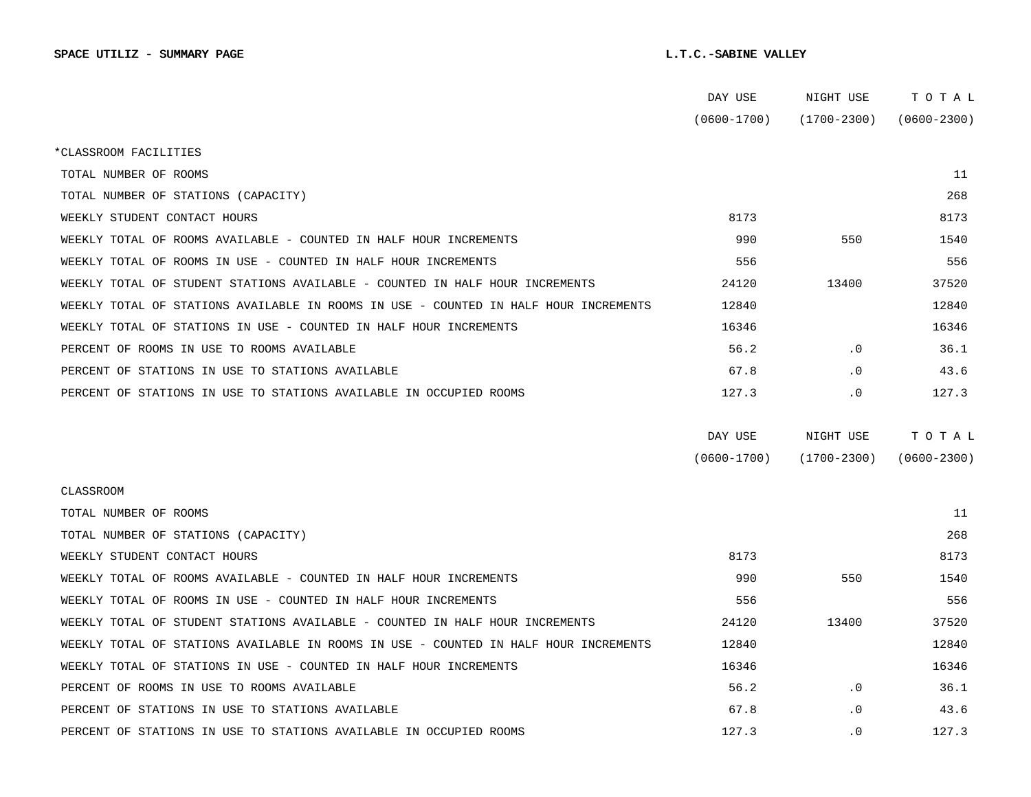**SPACE UTILIZ - SUMMARY PAGE** **L.T.C.-SABINE VALLEY**

| | DAY USE (0600-1700) | NIGHT USE (1700-2300) | T O T A L (0600-2300) |
|---|---|---|---|
| *CLASSROOM FACILITIES | | | |
| TOTAL NUMBER OF ROOMS | | | 11 |
| TOTAL NUMBER OF STATIONS (CAPACITY) | | | 268 |
| WEEKLY STUDENT CONTACT HOURS | 8173 | | 8173 |
| WEEKLY TOTAL OF ROOMS AVAILABLE - COUNTED IN HALF HOUR INCREMENTS | 990 | 550 | 1540 |
| WEEKLY TOTAL OF ROOMS IN USE - COUNTED IN HALF HOUR INCREMENTS | 556 | | 556 |
| WEEKLY TOTAL OF STUDENT STATIONS AVAILABLE - COUNTED IN HALF HOUR INCREMENTS | 24120 | 13400 | 37520 |
| WEEKLY TOTAL OF STATIONS AVAILABLE IN ROOMS IN USE - COUNTED IN HALF HOUR INCREMENTS | 12840 | | 12840 |
| WEEKLY TOTAL OF STATIONS IN USE - COUNTED IN HALF HOUR INCREMENTS | 16346 | | 16346 |
| PERCENT OF ROOMS IN USE TO ROOMS AVAILABLE | 56.2 | .0 | 36.1 |
| PERCENT OF STATIONS IN USE TO STATIONS AVAILABLE | 67.8 | .0 | 43.6 |
| PERCENT OF STATIONS IN USE TO STATIONS AVAILABLE IN OCCUPIED ROOMS | 127.3 | .0 | 127.3 |

| | DAY USE (0600-1700) | NIGHT USE (1700-2300) | T O T A L (0600-2300) |
|---|---|---|---|
| CLASSROOM | | | |
| TOTAL NUMBER OF ROOMS | | | 11 |
| TOTAL NUMBER OF STATIONS (CAPACITY) | | | 268 |
| WEEKLY STUDENT CONTACT HOURS | 8173 | | 8173 |
| WEEKLY TOTAL OF ROOMS AVAILABLE - COUNTED IN HALF HOUR INCREMENTS | 990 | 550 | 1540 |
| WEEKLY TOTAL OF ROOMS IN USE - COUNTED IN HALF HOUR INCREMENTS | 556 | | 556 |
| WEEKLY TOTAL OF STUDENT STATIONS AVAILABLE - COUNTED IN HALF HOUR INCREMENTS | 24120 | 13400 | 37520 |
| WEEKLY TOTAL OF STATIONS AVAILABLE IN ROOMS IN USE - COUNTED IN HALF HOUR INCREMENTS | 12840 | | 12840 |
| WEEKLY TOTAL OF STATIONS IN USE - COUNTED IN HALF HOUR INCREMENTS | 16346 | | 16346 |
| PERCENT OF ROOMS IN USE TO ROOMS AVAILABLE | 56.2 | .0 | 36.1 |
| PERCENT OF STATIONS IN USE TO STATIONS AVAILABLE | 67.8 | .0 | 43.6 |
| PERCENT OF STATIONS IN USE TO STATIONS AVAILABLE IN OCCUPIED ROOMS | 127.3 | .0 | 127.3 |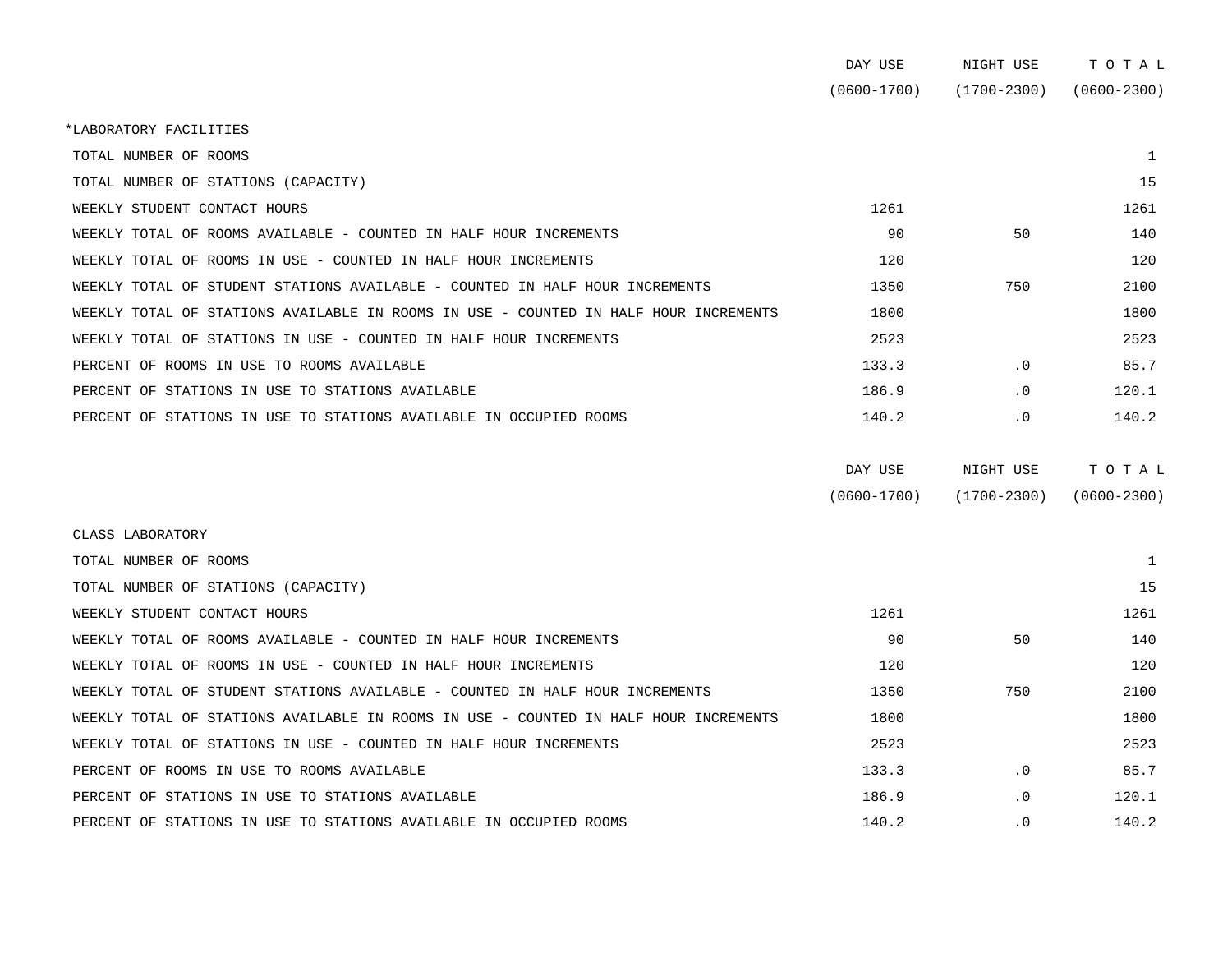| | DAY USE (0600-1700) | NIGHT USE (1700-2300) | T O T A L (0600-2300) |
|---|---|---|---|
| *LABORATORY FACILITIES | | | |
| TOTAL NUMBER OF ROOMS | | | 1 |
| TOTAL NUMBER OF STATIONS (CAPACITY) | | | 15 |
| WEEKLY STUDENT CONTACT HOURS | 1261 | | 1261 |
| WEEKLY TOTAL OF ROOMS AVAILABLE - COUNTED IN HALF HOUR INCREMENTS | 90 | 50 | 140 |
| WEEKLY TOTAL OF ROOMS IN USE - COUNTED IN HALF HOUR INCREMENTS | 120 | | 120 |
| WEEKLY TOTAL OF STUDENT STATIONS AVAILABLE - COUNTED IN HALF HOUR INCREMENTS | 1350 | 750 | 2100 |
| WEEKLY TOTAL OF STATIONS AVAILABLE IN ROOMS IN USE - COUNTED IN HALF HOUR INCREMENTS | 1800 | | 1800 |
| WEEKLY TOTAL OF STATIONS IN USE - COUNTED IN HALF HOUR INCREMENTS | 2523 | | 2523 |
| PERCENT OF ROOMS IN USE TO ROOMS AVAILABLE | 133.3 | .0 | 85.7 |
| PERCENT OF STATIONS IN USE TO STATIONS AVAILABLE | 186.9 | .0 | 120.1 |
| PERCENT OF STATIONS IN USE TO STATIONS AVAILABLE IN OCCUPIED ROOMS | 140.2 | .0 | 140.2 |

| | DAY USE (0600-1700) | NIGHT USE (1700-2300) | T O T A L (0600-2300) |
|---|---|---|---|
| CLASS LABORATORY | | | |
| TOTAL NUMBER OF ROOMS | | | 1 |
| TOTAL NUMBER OF STATIONS (CAPACITY) | | | 15 |
| WEEKLY STUDENT CONTACT HOURS | 1261 | | 1261 |
| WEEKLY TOTAL OF ROOMS AVAILABLE - COUNTED IN HALF HOUR INCREMENTS | 90 | 50 | 140 |
| WEEKLY TOTAL OF ROOMS IN USE - COUNTED IN HALF HOUR INCREMENTS | 120 | | 120 |
| WEEKLY TOTAL OF STUDENT STATIONS AVAILABLE - COUNTED IN HALF HOUR INCREMENTS | 1350 | 750 | 2100 |
| WEEKLY TOTAL OF STATIONS AVAILABLE IN ROOMS IN USE - COUNTED IN HALF HOUR INCREMENTS | 1800 | | 1800 |
| WEEKLY TOTAL OF STATIONS IN USE - COUNTED IN HALF HOUR INCREMENTS | 2523 | | 2523 |
| PERCENT OF ROOMS IN USE TO ROOMS AVAILABLE | 133.3 | .0 | 85.7 |
| PERCENT OF STATIONS IN USE TO STATIONS AVAILABLE | 186.9 | .0 | 120.1 |
| PERCENT OF STATIONS IN USE TO STATIONS AVAILABLE IN OCCUPIED ROOMS | 140.2 | .0 | 140.2 |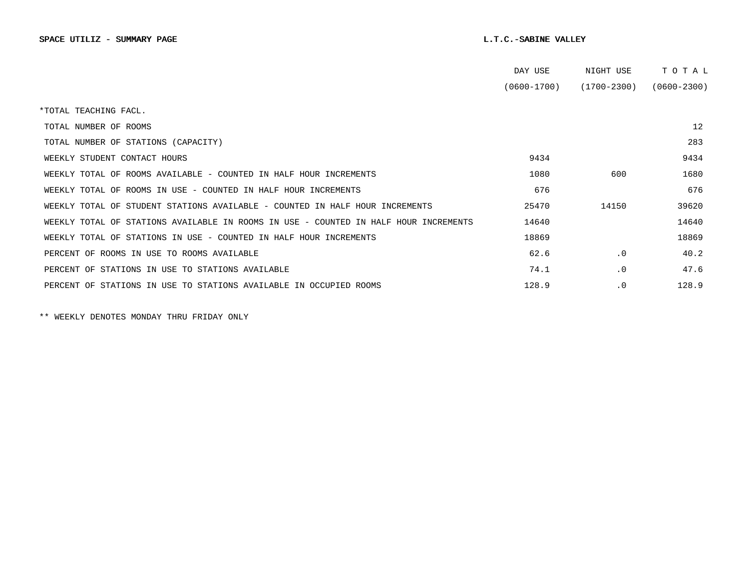**SPACE UTILIZ - SUMMARY PAGE** **L.T.C.-SABINE VALLEY**

| | DAY USE (0600-1700) | NIGHT USE (1700-2300) | T O T A L (0600-2300) |
|---|---|---|---|
| *TOTAL TEACHING FACL. | | | |
| TOTAL NUMBER OF ROOMS | | | 12 |
| TOTAL NUMBER OF STATIONS (CAPACITY) | | | 283 |
| WEEKLY STUDENT CONTACT HOURS | 9434 | | 9434 |
| WEEKLY TOTAL OF ROOMS AVAILABLE - COUNTED IN HALF HOUR INCREMENTS | 1080 | 600 | 1680 |
| WEEKLY TOTAL OF ROOMS IN USE - COUNTED IN HALF HOUR INCREMENTS | 676 | | 676 |
| WEEKLY TOTAL OF STUDENT STATIONS AVAILABLE - COUNTED IN HALF HOUR INCREMENTS | 25470 | 14150 | 39620 |
| WEEKLY TOTAL OF STATIONS AVAILABLE IN ROOMS IN USE - COUNTED IN HALF HOUR INCREMENTS | 14640 | | 14640 |
| WEEKLY TOTAL OF STATIONS IN USE - COUNTED IN HALF HOUR INCREMENTS | 18869 | | 18869 |
| PERCENT OF ROOMS IN USE TO ROOMS AVAILABLE | 62.6 | .0 | 40.2 |
| PERCENT OF STATIONS IN USE TO STATIONS AVAILABLE | 74.1 | .0 | 47.6 |
| PERCENT OF STATIONS IN USE TO STATIONS AVAILABLE IN OCCUPIED ROOMS | 128.9 | .0 | 128.9 |

** WEEKLY DENOTES MONDAY THRU FRIDAY ONLY